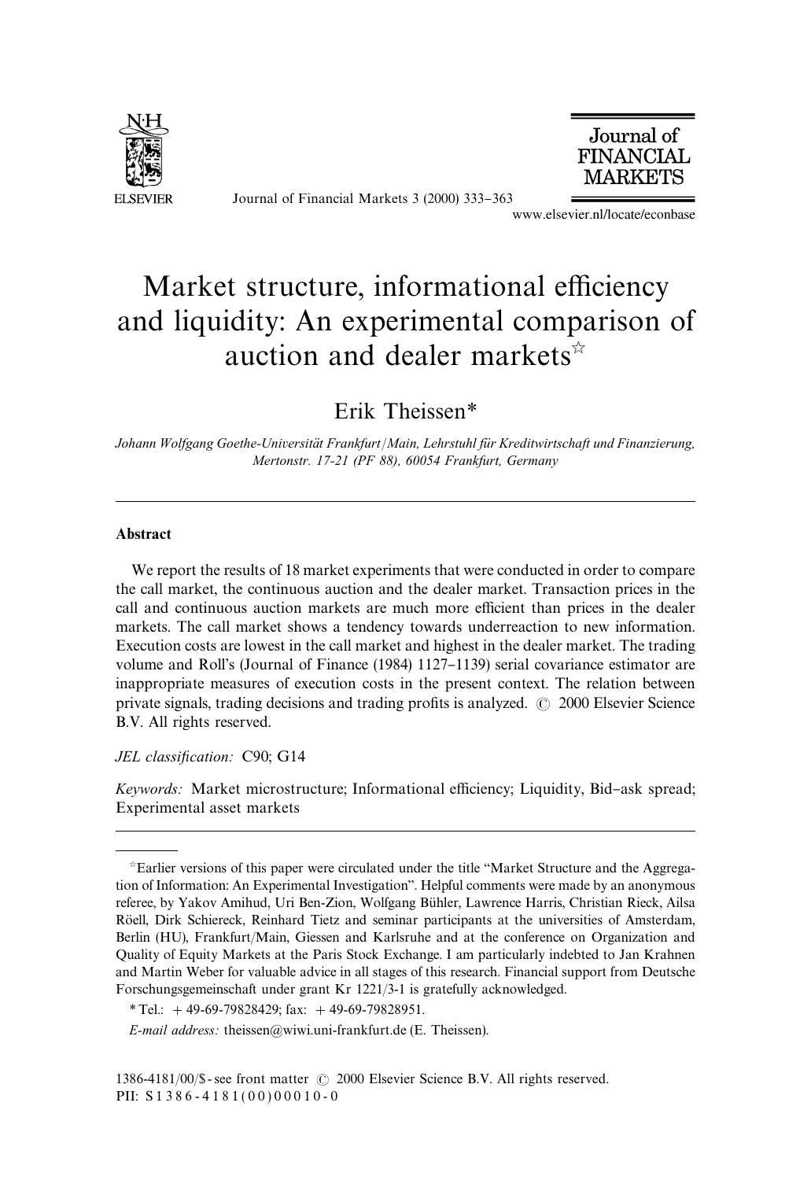# Market structure, informational efficiency and liquidity: An experimental comparison of auction and dealer markets[☆]

Erik Theissen*

*Johann Wolfgang Goethe-Universität Frankfurt/Main, Lehrstuhl für Kreditwirtschaft und Finanzierung, Mertonstr. 17-21 (PF 88), 60054 Frankfurt, Germany*

---

### Abstract

We report the results of 18 market experiments that were conducted in order to compare the call market, the continuous auction and the dealer market. Transaction prices in the call and continuous auction markets are much more efficient than prices in the dealer markets. The call market shows a tendency towards underreaction to new information. Execution costs are lowest in the call market and highest in the dealer market. The trading volume and Roll's (Journal of Finance (1984) 1127–1139) serial covariance estimator are inappropriate measures of execution costs in the present context. The relation between private signals, trading decisions and trading profits is analyzed. © 2000 Elsevier Science B.V. All rights reserved.

*JEL classification:* C90; G14

*Keywords:* Market microstructure; Informational efficiency; Liquidity, Bid–ask spread; Experimental asset markets

---

[☆] Earlier versions of this paper were circulated under the title "Market Structure and the Aggregation of Information: An Experimental Investigation". Helpful comments were made by an anonymous referee, by Yakov Amihud, Uri Ben-Zion, Wolfgang Bühler, Lawrence Harris, Christian Rieck, Ailsa Röell, Dirk Schiereck, Reinhard Tietz and seminar participants at the universities of Amsterdam, Berlin (HU), Frankfurt/Main, Giessen and Karlsruhe and at the conference on Organization and Quality of Equity Markets at the Paris Stock Exchange. I am particularly indebted to Jan Krahnen and Martin Weber for valuable advice in all stages of this research. Financial support from Deutsche Forschungsgemeinschaft under grant Kr 1221/3-1 is gratefully acknowledged.

* Tel.: + 49-69-79828429; fax: + 49-69-79828951.

*E-mail address:* theissen@wiwi.uni-frankfurt.de (E. Theissen).

1386-4181/00/$ - see front matter © 2000 Elsevier Science B.V. All rights reserved.
PII: S1386-4181(00)00010-0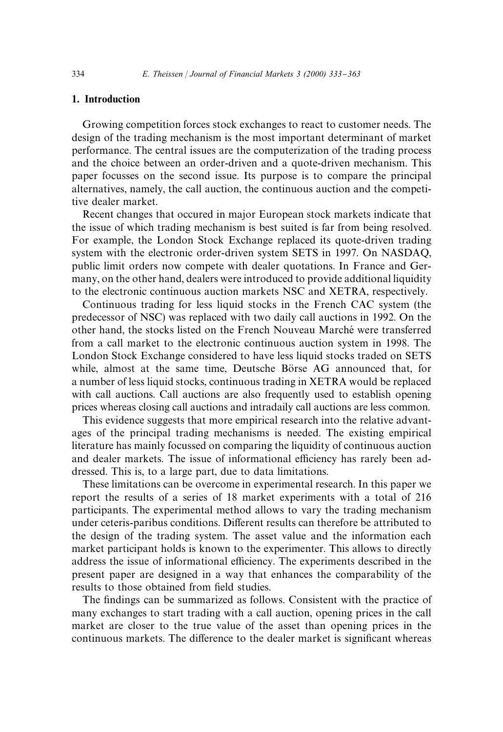## 1. Introduction

Growing competition forces stock exchanges to react to customer needs. The design of the trading mechanism is the most important determinant of market performance. The central issues are the computerization of the trading process and the choice between an order-driven and a quote-driven mechanism. This paper focusses on the second issue. Its purpose is to compare the principal alternatives, namely, the call auction, the continuous auction and the competitive dealer market.

Recent changes that occured in major European stock markets indicate that the issue of which trading mechanism is best suited is far from being resolved. For example, the London Stock Exchange replaced its quote-driven trading system with the electronic order-driven system SETS in 1997. On NASDAQ, public limit orders now compete with dealer quotations. In France and Germany, on the other hand, dealers were introduced to provide additional liquidity to the electronic continuous auction markets NSC and XETRA, respectively.

Continuous trading for less liquid stocks in the French CAC system (the predecessor of NSC) was replaced with two daily call auctions in 1992. On the other hand, the stocks listed on the French Nouveau Marché were transferred from a call market to the electronic continuous auction system in 1998. The London Stock Exchange considered to have less liquid stocks traded on SETS while, almost at the same time, Deutsche Börse AG announced that, for a number of less liquid stocks, continuous trading in XETRA would be replaced with call auctions. Call auctions are also frequently used to establish opening prices whereas closing call auctions and intradaily call auctions are less common.

This evidence suggests that more empirical research into the relative advantages of the principal trading mechanisms is needed. The existing empirical literature has mainly focussed on comparing the liquidity of continuous auction and dealer markets. The issue of informational efficiency has rarely been addressed. This is, to a large part, due to data limitations.

These limitations can be overcome in experimental research. In this paper we report the results of a series of 18 market experiments with a total of 216 participants. The experimental method allows to vary the trading mechanism under ceteris-paribus conditions. Different results can therefore be attributed to the design of the trading system. The asset value and the information each market participant holds is known to the experimenter. This allows to directly address the issue of informational efficiency. The experiments described in the present paper are designed in a way that enhances the comparability of the results to those obtained from field studies.

The findings can be summarized as follows. Consistent with the practice of many exchanges to start trading with a call auction, opening prices in the call market are closer to the true value of the asset than opening prices in the continuous markets. The difference to the dealer market is significant whereas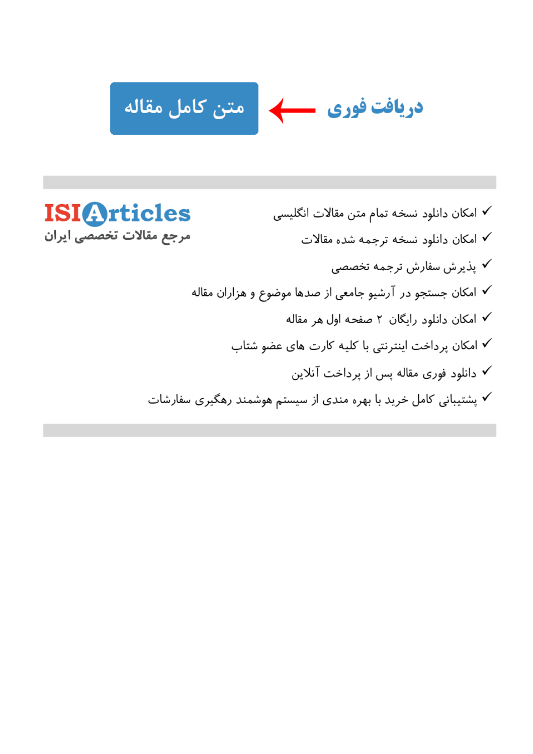دریافت فوری ← متن کامل مقاله

ISIArticles
مرجع مقالات تخصصی ایران

- ✓ امکان دانلود نسخه تمام متن مقالات انگلیسی
- ✓ امکان دانلود نسخه ترجمه شده مقالات
- ✓ پذیرش سفارش ترجمه تخصصی
- ✓ امکان جستجو در آرشیو جامعی از صدها موضوع و هزاران مقاله
- ✓ امکان دانلود رایگان ۲ صفحه اول هر مقاله
- ✓ امکان پرداخت اینترنتی با کلیه کارت های عضو شتاب
- ✓ دانلود فوری مقاله پس از پرداخت آنلاین
- ✓ پشتیبانی کامل خرید با بهره مندی از سیستم هوشمند رهگیری سفارشات